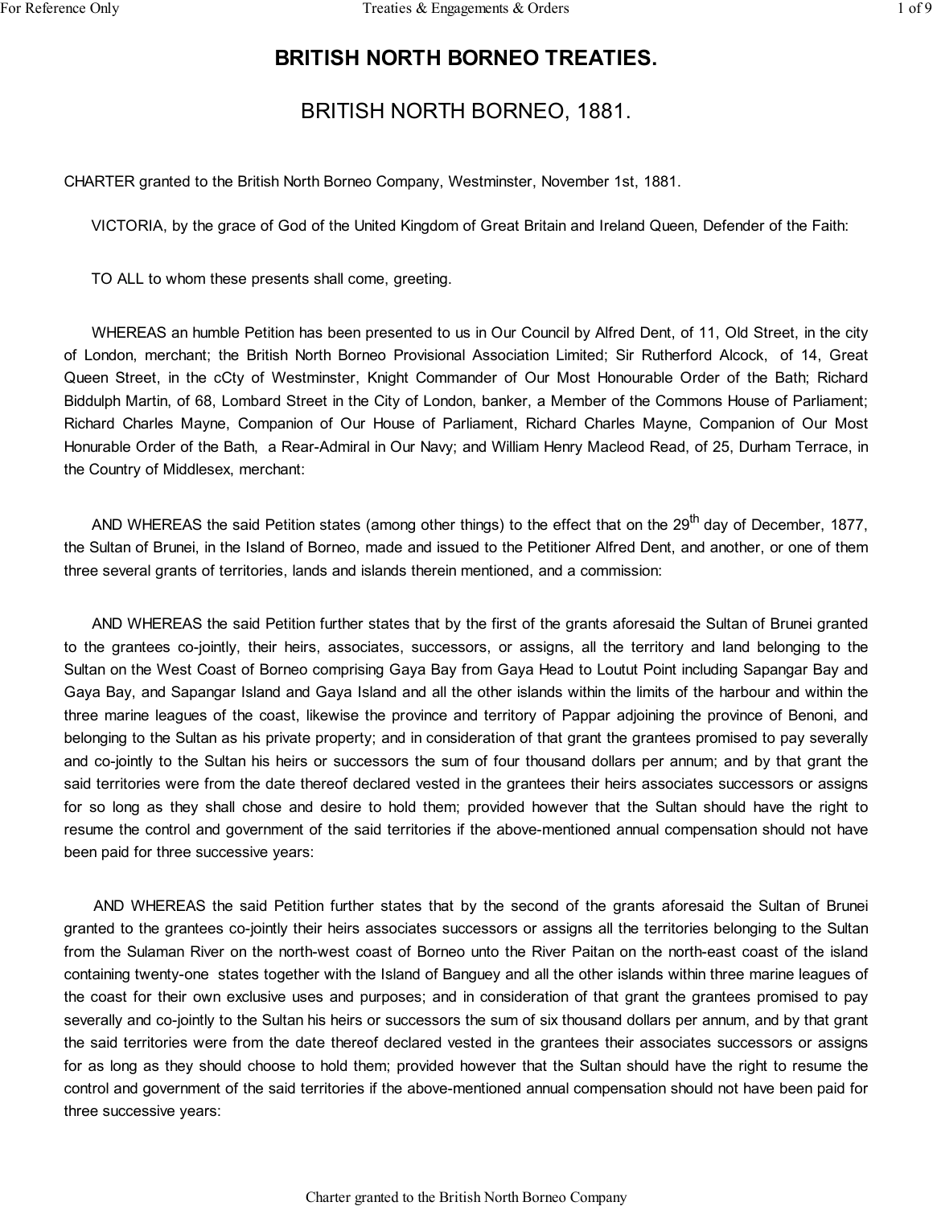# BRITISH NORTH BORNEO TREATIES.

## BRITISH NORTH BORNEO, 1881.

CHARTER granted to the British North Borneo Company, Westminster, November 1st, 1881.

VICTORIA, by the grace of God of the United Kingdom of Great Britain and Ireland Queen, Defender of the Faith:

TO ALL to whom these presents shall come, greeting.

WHEREAS an humble Petition has been presented to us in Our Council by Alfred Dent, of 11, Old Street, in the city of London, merchant; the British North Borneo Provisional Association Limited; Sir Rutherford Alcock, of 14, Great Queen Street, in the cCty of Westminster, Knight Commander of Our Most Honourable Order of the Bath; Richard Biddulph Martin, of 68, Lombard Street in the City of London, banker, a Member of the Commons House of Parliament; Richard Charles Mayne, Companion of Our House of Parliament, Richard Charles Mayne, Companion of Our Most Honurable Order of the Bath, a Rear-Admiral in Our Navy; and William Henry Macleod Read, of 25, Durham Terrace, in the Country of Middlesex, merchant:

AND WHEREAS the said Petition states (among other things) to the effect that on the 29th day of December, 1877, the Sultan of Brunei, in the Island of Borneo, made and issued to the Petitioner Alfred Dent, and another, or one of them three several grants of territories, lands and islands therein mentioned, and a commission:

AND WHEREAS the said Petition further states that by the first of the grants aforesaid the Sultan of Brunei granted to the grantees co-jointly, their heirs, associates, successors, or assigns, all the territory and land belonging to the Sultan on the West Coast of Borneo comprising Gaya Bay from Gaya Head to Loutut Point including Sapangar Bay and Gaya Bay, and Sapangar Island and Gaya Island and all the other islands within the limits of the harbour and within the three marine leagues of the coast, likewise the province and territory of Pappar adjoining the province of Benoni, and belonging to the Sultan as his private property; and in consideration of that grant the grantees promised to pay severally and co-jointly to the Sultan his heirs or successors the sum of four thousand dollars per annum; and by that grant the said territories were from the date thereof declared vested in the grantees their heirs associates successors or assigns for so long as they shall chose and desire to hold them; provided however that the Sultan should have the right to resume the control and government of the said territories if the above-mentioned annual compensation should not have been paid for three successive years:

AND WHEREAS the said Petition further states that by the second of the grants aforesaid the Sultan of Brunei granted to the grantees co-jointly their heirs associates successors or assigns all the territories belonging to the Sultan from the Sulaman River on the north-west coast of Borneo unto the River Paitan on the north-east coast of the island containing twenty-one states together with the Island of Banguey and all the other islands within three marine leagues of the coast for their own exclusive uses and purposes; and in consideration of that grant the grantees promised to pay severally and co-jointly to the Sultan his heirs or successors the sum of six thousand dollars per annum, and by that grant the said territories were from the date thereof declared vested in the grantees their associates successors or assigns for as long as they should choose to hold them; provided however that the Sultan should have the right to resume the control and government of the said territories if the above-mentioned annual compensation should not have been paid for three successive years: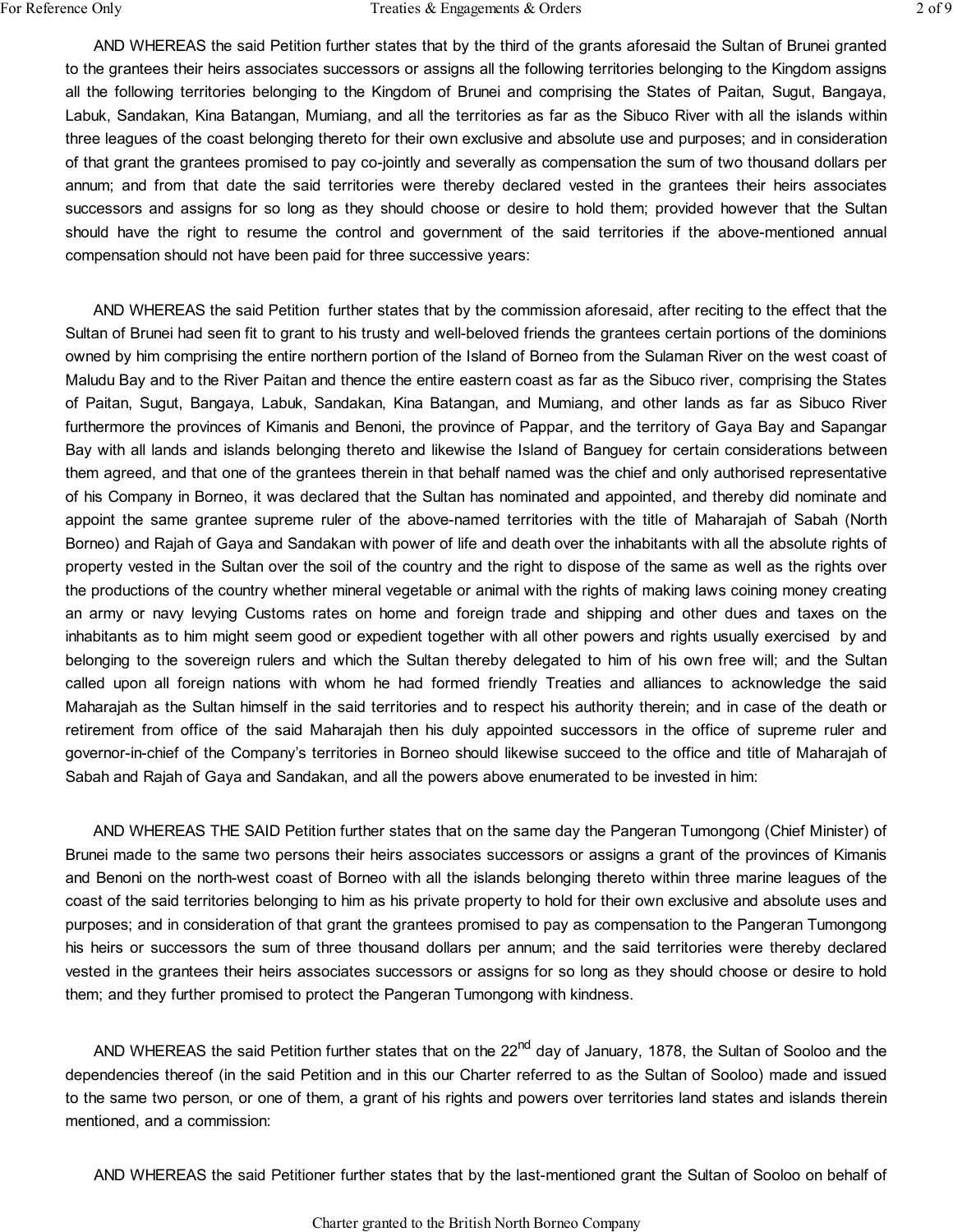AND WHEREAS the said Petition further states that by the third of the grants aforesaid the Sultan of Brunei granted to the grantees their heirs associates successors or assigns all the following territories belonging to the Kingdom assigns all the following territories belonging to the Kingdom of Brunei and comprising the States of Paitan, Sugut, Bangaya, Labuk, Sandakan, Kina Batangan, Mumiang, and all the territories as far as the Sibuco River with all the islands within three leagues of the coast belonging thereto for their own exclusive and absolute use and purposes; and in consideration of that grant the grantees promised to pay co-jointly and severally as compensation the sum of two thousand dollars per annum; and from that date the said territories were thereby declared vested in the grantees their heirs associates successors and assigns for so long as they should choose or desire to hold them; provided however that the Sultan should have the right to resume the control and government of the said territories if the above-mentioned annual compensation should not have been paid for three successive years:

AND WHEREAS the said Petition further states that by the commission aforesaid, after reciting to the effect that the Sultan of Brunei had seen fit to grant to his trusty and well-beloved friends the grantees certain portions of the dominions owned by him comprising the entire northern portion of the Island of Borneo from the Sulaman River on the west coast of Maludu Bay and to the River Paitan and thence the entire eastern coast as far as the Sibuco river, comprising the States of Paitan, Sugut, Bangaya, Labuk, Sandakan, Kina Batangan, and Mumiang, and other lands as far as Sibuco River furthermore the provinces of Kimanis and Benoni, the province of Pappar, and the territory of Gaya Bay and Sapangar Bay with all lands and islands belonging thereto and likewise the Island of Banguey for certain considerations between them agreed, and that one of the grantees therein in that behalf named was the chief and only authorised representative of his Company in Borneo, it was declared that the Sultan has nominated and appointed, and thereby did nominate and appoint the same grantee supreme ruler of the above-named territories with the title of Maharajah of Sabah (North Borneo) and Rajah of Gaya and Sandakan with power of life and death over the inhabitants with all the absolute rights of property vested in the Sultan over the soil of the country and the right to dispose of the same as well as the rights over the productions of the country whether mineral vegetable or animal with the rights of making laws coining money creating an army or navy levying Customs rates on home and foreign trade and shipping and other dues and taxes on the inhabitants as to him might seem good or expedient together with all other powers and rights usually exercised by and belonging to the sovereign rulers and which the Sultan thereby delegated to him of his own free will; and the Sultan called upon all foreign nations with whom he had formed friendly Treaties and alliances to acknowledge the said Maharajah as the Sultan himself in the said territories and to respect his authority therein; and in case of the death or retirement from office of the said Maharajah then his duly appointed successors in the office of supreme ruler and governor-in-chief of the Company's territories in Borneo should likewise succeed to the office and title of Maharajah of Sabah and Rajah of Gaya and Sandakan, and all the powers above enumerated to be invested in him:

AND WHEREAS THE SAID Petition further states that on the same day the Pangeran Tumongong (Chief Minister) of Brunei made to the same two persons their heirs associates successors or assigns a grant of the provinces of Kimanis and Benoni on the north-west coast of Borneo with all the islands belonging thereto within three marine leagues of the coast of the said territories belonging to him as his private property to hold for their own exclusive and absolute uses and purposes; and in consideration of that grant the grantees promised to pay as compensation to the Pangeran Tumongong his heirs or successors the sum of three thousand dollars per annum; and the said territories were thereby declared vested in the grantees their heirs associates successors or assigns for so long as they should choose or desire to hold them; and they further promised to protect the Pangeran Tumongong with kindness.

AND WHEREAS the said Petition further states that on the 22nd day of January, 1878, the Sultan of Sooloo and the dependencies thereof (in the said Petition and in this our Charter referred to as the Sultan of Sooloo) made and issued to the same two person, or one of them, a grant of his rights and powers over territories land states and islands therein mentioned, and a commission:

AND WHEREAS the said Petitioner further states that by the last-mentioned grant the Sultan of Sooloo on behalf of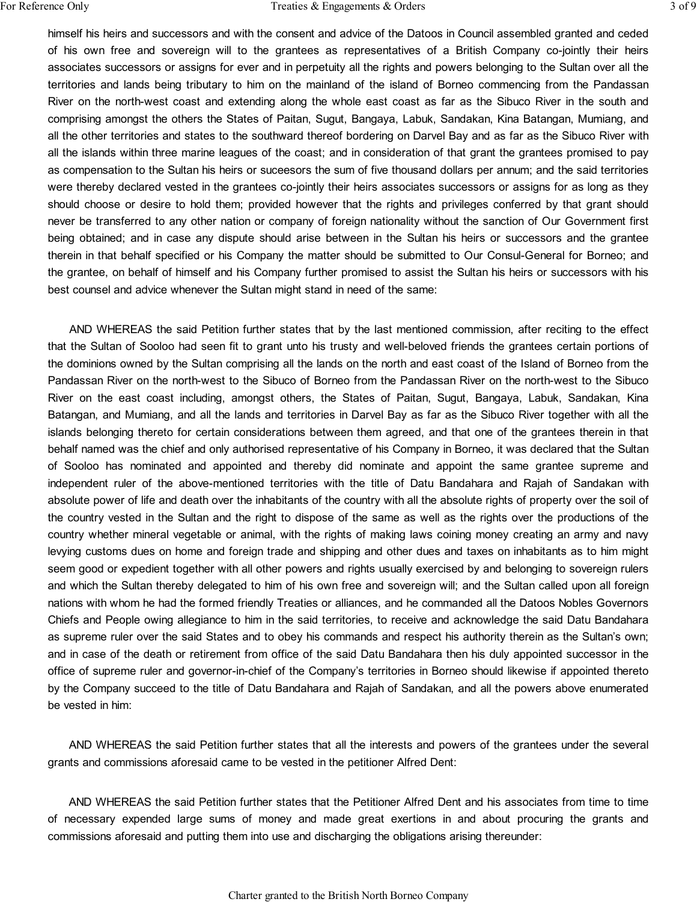himself his heirs and successors and with the consent and advice of the Datoos in Council assembled granted and ceded of his own free and sovereign will to the grantees as representatives of a British Company co-jointly their heirs associates successors or assigns for ever and in perpetuity all the rights and powers belonging to the Sultan over all the territories and lands being tributary to him on the mainland of the island of Borneo commencing from the Pandassan River on the north-west coast and extending along the whole east coast as far as the Sibuco River in the south and comprising amongst the others the States of Paitan, Sugut, Bangaya, Labuk, Sandakan, Kina Batangan, Mumiang, and all the other territories and states to the southward thereof bordering on Darvel Bay and as far as the Sibuco River with all the islands within three marine leagues of the coast; and in consideration of that grant the grantees promised to pay as compensation to the Sultan his heirs or suceesors the sum of five thousand dollars per annum; and the said territories were thereby declared vested in the grantees co-jointly their heirs associates successors or assigns for as long as they should choose or desire to hold them; provided however that the rights and privileges conferred by that grant should never be transferred to any other nation or company of foreign nationality without the sanction of Our Government first being obtained; and in case any dispute should arise between in the Sultan his heirs or successors and the grantee therein in that behalf specified or his Company the matter should be submitted to Our Consul-General for Borneo; and the grantee, on behalf of himself and his Company further promised to assist the Sultan his heirs or successors with his best counsel and advice whenever the Sultan might stand in need of the same:

AND WHEREAS the said Petition further states that by the last mentioned commission, after reciting to the effect that the Sultan of Sooloo had seen fit to grant unto his trusty and well-beloved friends the grantees certain portions of the dominions owned by the Sultan comprising all the lands on the north and east coast of the Island of Borneo from the Pandassan River on the north-west to the Sibuco of Borneo from the Pandassan River on the north-west to the Sibuco River on the east coast including, amongst others, the States of Paitan, Sugut, Bangaya, Labuk, Sandakan, Kina Batangan, and Mumiang, and all the lands and territories in Darvel Bay as far as the Sibuco River together with all the islands belonging thereto for certain considerations between them agreed, and that one of the grantees therein in that behalf named was the chief and only authorised representative of his Company in Borneo, it was declared that the Sultan of Sooloo has nominated and appointed and thereby did nominate and appoint the same grantee supreme and independent ruler of the above-mentioned territories with the title of Datu Bandahara and Rajah of Sandakan with absolute power of life and death over the inhabitants of the country with all the absolute rights of property over the soil of the country vested in the Sultan and the right to dispose of the same as well as the rights over the productions of the country whether mineral vegetable or animal, with the rights of making laws coining money creating an army and navy levying customs dues on home and foreign trade and shipping and other dues and taxes on inhabitants as to him might seem good or expedient together with all other powers and rights usually exercised by and belonging to sovereign rulers and which the Sultan thereby delegated to him of his own free and sovereign will; and the Sultan called upon all foreign nations with whom he had the formed friendly Treaties or alliances, and he commanded all the Datoos Nobles Governors Chiefs and People owing allegiance to him in the said territories, to receive and acknowledge the said Datu Bandahara as supreme ruler over the said States and to obey his commands and respect his authority therein as the Sultan's own; and in case of the death or retirement from office of the said Datu Bandahara then his duly appointed successor in the office of supreme ruler and governor-in-chief of the Company's territories in Borneo should likewise if appointed thereto by the Company succeed to the title of Datu Bandahara and Rajah of Sandakan, and all the powers above enumerated be vested in him:

AND WHEREAS the said Petition further states that all the interests and powers of the grantees under the several grants and commissions aforesaid came to be vested in the petitioner Alfred Dent:

AND WHEREAS the said Petition further states that the Petitioner Alfred Dent and his associates from time to time of necessary expended large sums of money and made great exertions in and about procuring the grants and commissions aforesaid and putting them into use and discharging the obligations arising thereunder: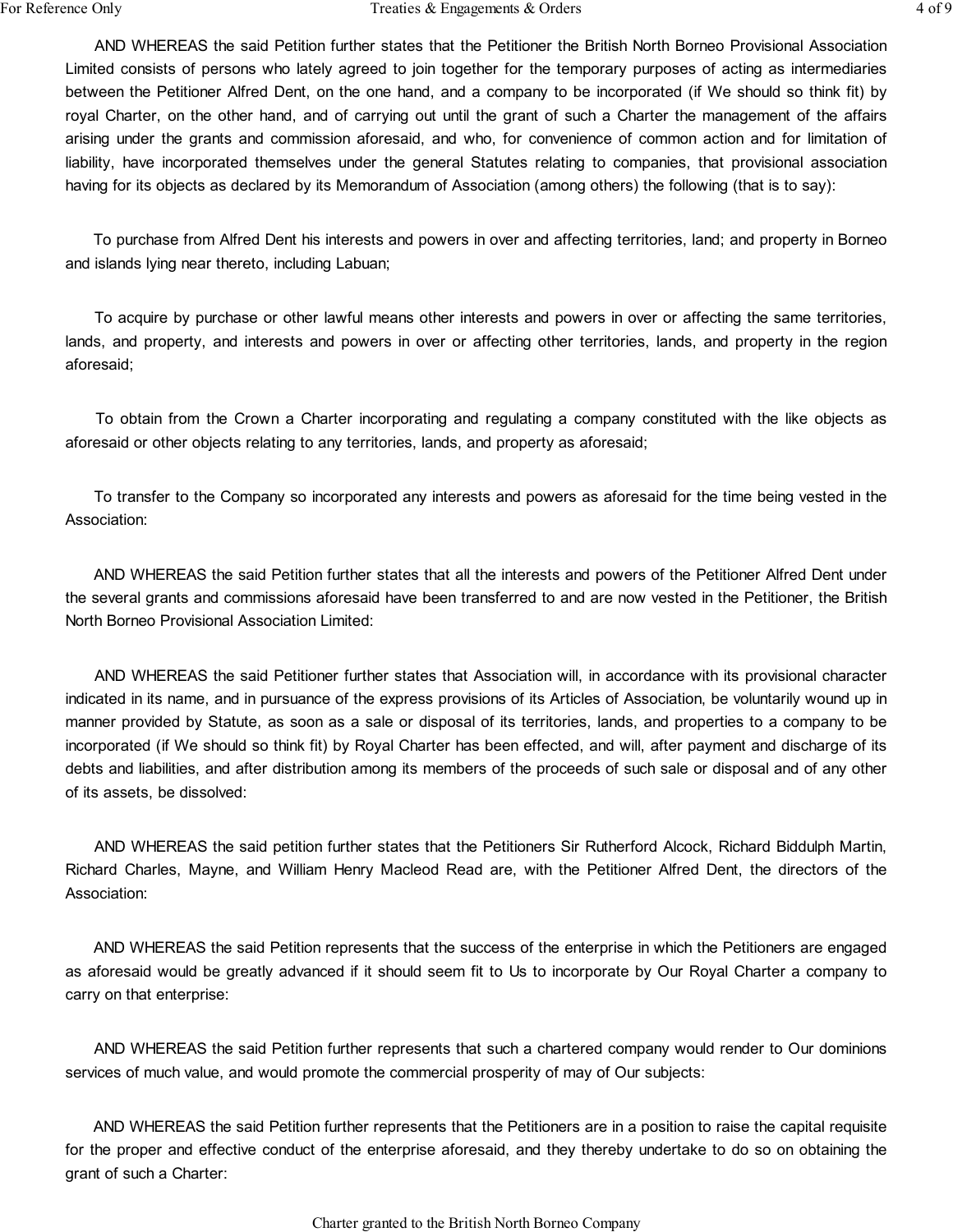AND WHEREAS the said Petition further states that the Petitioner the British North Borneo Provisional Association Limited consists of persons who lately agreed to join together for the temporary purposes of acting as intermediaries between the Petitioner Alfred Dent, on the one hand, and a company to be incorporated (if We should so think fit) by royal Charter, on the other hand, and of carrying out until the grant of such a Charter the management of the affairs arising under the grants and commission aforesaid, and who, for convenience of common action and for limitation of liability, have incorporated themselves under the general Statutes relating to companies, that provisional association having for its objects as declared by its Memorandum of Association (among others) the following (that is to say):

To purchase from Alfred Dent his interests and powers in over and affecting territories, land; and property in Borneo and islands lying near thereto, including Labuan;

To acquire by purchase or other lawful means other interests and powers in over or affecting the same territories, lands, and property, and interests and powers in over or affecting other territories, lands, and property in the region aforesaid;

To obtain from the Crown a Charter incorporating and regulating a company constituted with the like objects as aforesaid or other objects relating to any territories, lands, and property as aforesaid;

To transfer to the Company so incorporated any interests and powers as aforesaid for the time being vested in the Association:

AND WHEREAS the said Petition further states that all the interests and powers of the Petitioner Alfred Dent under the several grants and commissions aforesaid have been transferred to and are now vested in the Petitioner, the British North Borneo Provisional Association Limited:

AND WHEREAS the said Petitioner further states that Association will, in accordance with its provisional character indicated in its name, and in pursuance of the express provisions of its Articles of Association, be voluntarily wound up in manner provided by Statute, as soon as a sale or disposal of its territories, lands, and properties to a company to be incorporated (if We should so think fit) by Royal Charter has been effected, and will, after payment and discharge of its debts and liabilities, and after distribution among its members of the proceeds of such sale or disposal and of any other of its assets, be dissolved:

AND WHEREAS the said petition further states that the Petitioners Sir Rutherford Alcock, Richard Biddulph Martin, Richard Charles, Mayne, and William Henry Macleod Read are, with the Petitioner Alfred Dent, the directors of the Association:

AND WHEREAS the said Petition represents that the success of the enterprise in which the Petitioners are engaged as aforesaid would be greatly advanced if it should seem fit to Us to incorporate by Our Royal Charter a company to carry on that enterprise:

AND WHEREAS the said Petition further represents that such a chartered company would render to Our dominions services of much value, and would promote the commercial prosperity of may of Our subjects:

AND WHEREAS the said Petition further represents that the Petitioners are in a position to raise the capital requisite for the proper and effective conduct of the enterprise aforesaid, and they thereby undertake to do so on obtaining the grant of such a Charter: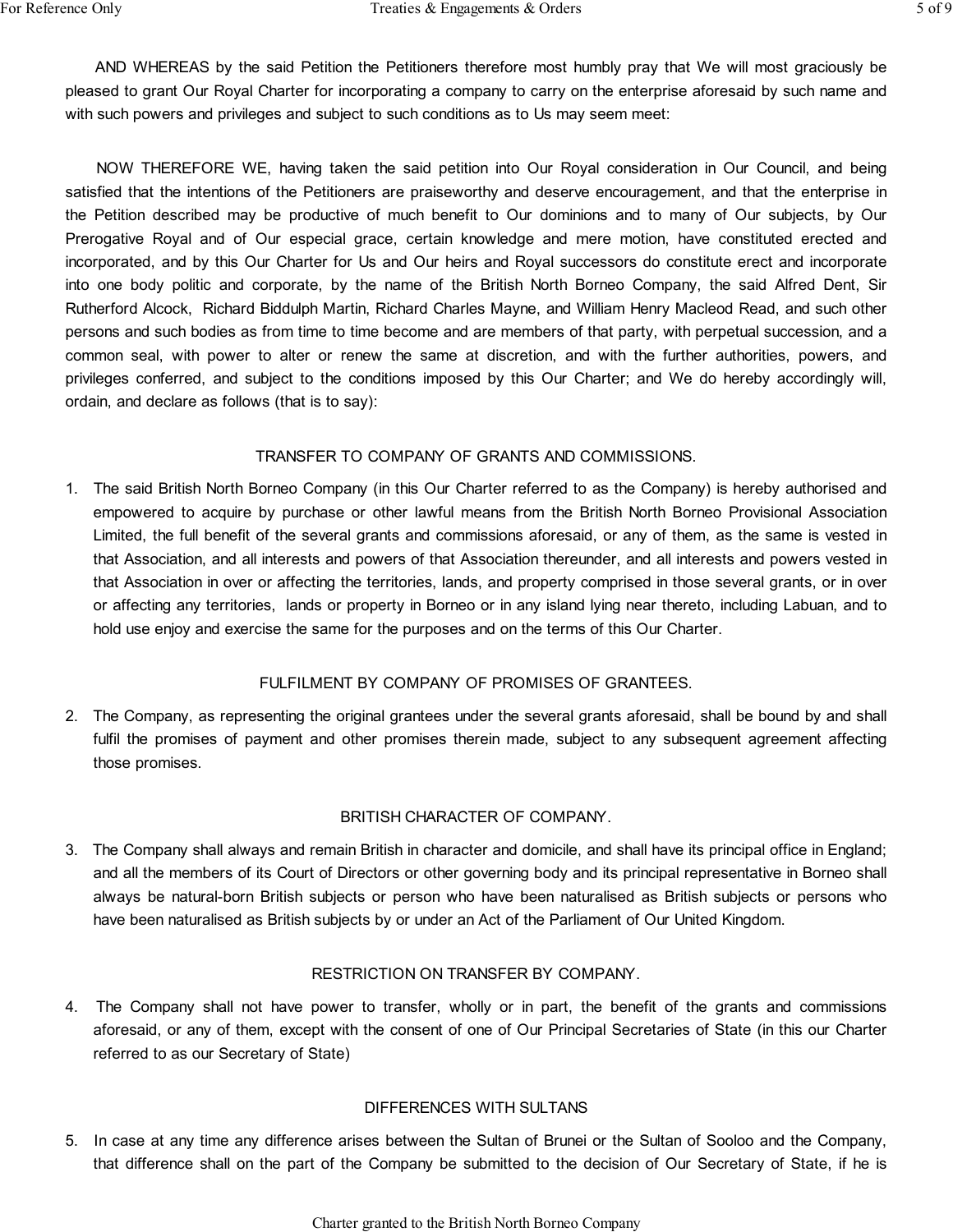AND WHEREAS by the said Petition the Petitioners therefore most humbly pray that We will most graciously be pleased to grant Our Royal Charter for incorporating a company to carry on the enterprise aforesaid by such name and with such powers and privileges and subject to such conditions as to Us may seem meet:

NOW THEREFORE WE, having taken the said petition into Our Royal consideration in Our Council, and being satisfied that the intentions of the Petitioners are praiseworthy and deserve encouragement, and that the enterprise in the Petition described may be productive of much benefit to Our dominions and to many of Our subjects, by Our Prerogative Royal and of Our especial grace, certain knowledge and mere motion, have constituted erected and incorporated, and by this Our Charter for Us and Our heirs and Royal successors do constitute erect and incorporate into one body politic and corporate, by the name of the British North Borneo Company, the said Alfred Dent, Sir Rutherford Alcock, Richard Biddulph Martin, Richard Charles Mayne, and William Henry Macleod Read, and such other persons and such bodies as from time to time become and are members of that party, with perpetual succession, and a common seal, with power to alter or renew the same at discretion, and with the further authorities, powers, and privileges conferred, and subject to the conditions imposed by this Our Charter; and We do hereby accordingly will, ordain, and declare as follows (that is to say):

## TRANSFER TO COMPANY OF GRANTS AND COMMISSIONS.

1. The said British North Borneo Company (in this Our Charter referred to as the Company) is hereby authorised and empowered to acquire by purchase or other lawful means from the British North Borneo Provisional Association Limited, the full benefit of the several grants and commissions aforesaid, or any of them, as the same is vested in that Association, and all interests and powers of that Association thereunder, and all interests and powers vested in that Association in over or affecting the territories, lands, and property comprised in those several grants, or in over or affecting any territories, lands or property in Borneo or in any island lying near thereto, including Labuan, and to hold use enjoy and exercise the same for the purposes and on the terms of this Our Charter.

## FULFILMENT BY COMPANY OF PROMISES OF GRANTEES.

2. The Company, as representing the original grantees under the several grants aforesaid, shall be bound by and shall fulfil the promises of payment and other promises therein made, subject to any subsequent agreement affecting those promises.

## BRITISH CHARACTER OF COMPANY.

3. The Company shall always and remain British in character and domicile, and shall have its principal office in England; and all the members of its Court of Directors or other governing body and its principal representative in Borneo shall always be natural-born British subjects or person who have been naturalised as British subjects or persons who have been naturalised as British subjects by or under an Act of the Parliament of Our United Kingdom.

## RESTRICTION ON TRANSFER BY COMPANY.

4. The Company shall not have power to transfer, wholly or in part, the benefit of the grants and commissions aforesaid, or any of them, except with the consent of one of Our Principal Secretaries of State (in this our Charter referred to as our Secretary of State)

## DIFFERENCES WITH SULTANS

5. In case at any time any difference arises between the Sultan of Brunei or the Sultan of Sooloo and the Company, that difference shall on the part of the Company be submitted to the decision of Our Secretary of State, if he is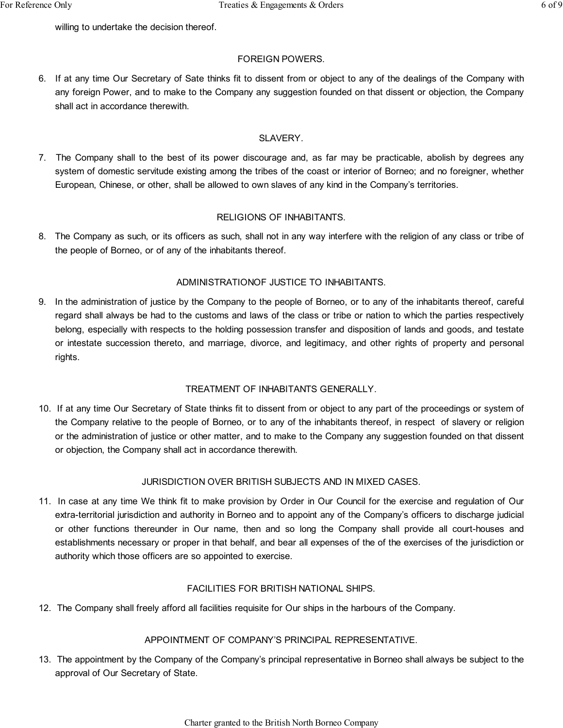willing to undertake the decision thereof.

## FOREIGN POWERS.

6. If at any time Our Secretary of Sate thinks fit to dissent from or object to any of the dealings of the Company with any foreign Power, and to make to the Company any suggestion founded on that dissent or objection, the Company shall act in accordance therewith.

## SLAVERY.

7. The Company shall to the best of its power discourage and, as far may be practicable, abolish by degrees any system of domestic servitude existing among the tribes of the coast or interior of Borneo; and no foreigner, whether European, Chinese, or other, shall be allowed to own slaves of any kind in the Company's territories.

## RELIGIONS OF INHABITANTS.

8. The Company as such, or its officers as such, shall not in any way interfere with the religion of any class or tribe of the people of Borneo, or of any of the inhabitants thereof.

## ADMINISTRATIONOF JUSTICE TO INHABITANTS.

9. In the administration of justice by the Company to the people of Borneo, or to any of the inhabitants thereof, careful regard shall always be had to the customs and laws of the class or tribe or nation to which the parties respectively belong, especially with respects to the holding possession transfer and disposition of lands and goods, and testate or intestate succession thereto, and marriage, divorce, and legitimacy, and other rights of property and personal rights.

## TREATMENT OF INHABITANTS GENERALLY.

10. If at any time Our Secretary of State thinks fit to dissent from or object to any part of the proceedings or system of the Company relative to the people of Borneo, or to any of the inhabitants thereof, in respect of slavery or religion or the administration of justice or other matter, and to make to the Company any suggestion founded on that dissent or objection, the Company shall act in accordance therewith.

## JURISDICTION OVER BRITISH SUBJECTS AND IN MIXED CASES.

11. In case at any time We think fit to make provision by Order in Our Council for the exercise and regulation of Our extra-territorial jurisdiction and authority in Borneo and to appoint any of the Company's officers to discharge judicial or other functions thereunder in Our name, then and so long the Company shall provide all court-houses and establishments necessary or proper in that behalf, and bear all expenses of the of the exercises of the jurisdiction or authority which those officers are so appointed to exercise.

## FACILITIES FOR BRITISH NATIONAL SHIPS.

12. The Company shall freely afford all facilities requisite for Our ships in the harbours of the Company.

## APPOINTMENT OF COMPANY'S PRINCIPAL REPRESENTATIVE.

13. The appointment by the Company of the Company's principal representative in Borneo shall always be subject to the approval of Our Secretary of State.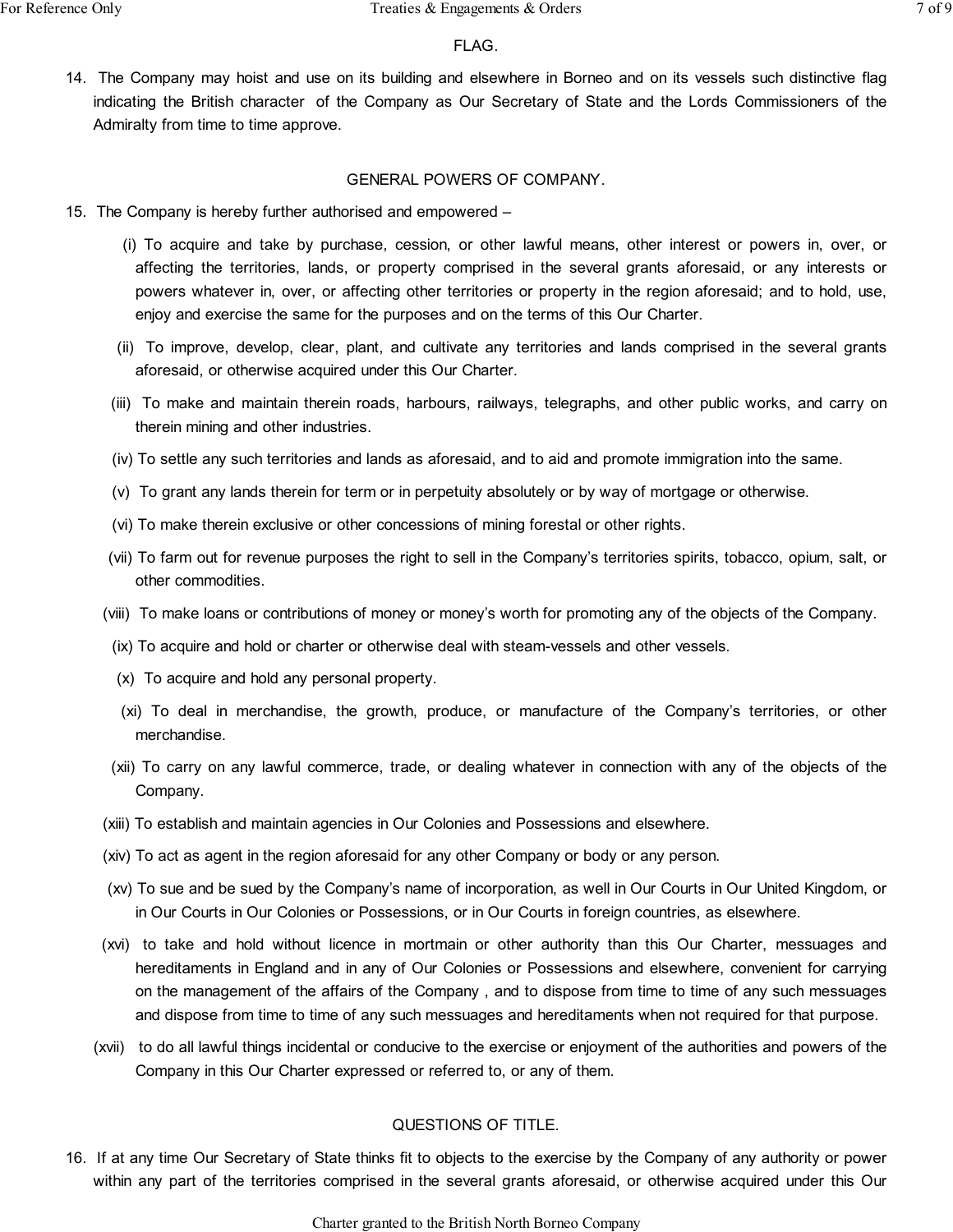## FLAG.

14. The Company may hoist and use on its building and elsewhere in Borneo and on its vessels such distinctive flag indicating the British character of the Company as Our Secretary of State and the Lords Commissioners of the Admiralty from time to time approve.

## GENERAL POWERS OF COMPANY.

15. The Company is hereby further authorised and empowered –

(i) To acquire and take by purchase, cession, or other lawful means, other interest or powers in, over, or affecting the territories, lands, or property comprised in the several grants aforesaid, or any interests or powers whatever in, over, or affecting other territories or property in the region aforesaid; and to hold, use, enjoy and exercise the same for the purposes and on the terms of this Our Charter.

(ii) To improve, develop, clear, plant, and cultivate any territories and lands comprised in the several grants aforesaid, or otherwise acquired under this Our Charter.

(iii) To make and maintain therein roads, harbours, railways, telegraphs, and other public works, and carry on therein mining and other industries.

(iv) To settle any such territories and lands as aforesaid, and to aid and promote immigration into the same.

(v) To grant any lands therein for term or in perpetuity absolutely or by way of mortgage or otherwise.

(vi) To make therein exclusive or other concessions of mining forestal or other rights.

(vii) To farm out for revenue purposes the right to sell in the Company's territories spirits, tobacco, opium, salt, or other commodities.

(viii) To make loans or contributions of money or money's worth for promoting any of the objects of the Company.

(ix) To acquire and hold or charter or otherwise deal with steam-vessels and other vessels.

(x) To acquire and hold any personal property.

(xi) To deal in merchandise, the growth, produce, or manufacture of the Company's territories, or other merchandise.

(xii) To carry on any lawful commerce, trade, or dealing whatever in connection with any of the objects of the Company.

(xiii) To establish and maintain agencies in Our Colonies and Possessions and elsewhere.

(xiv) To act as agent in the region aforesaid for any other Company or body or any person.

(xv) To sue and be sued by the Company's name of incorporation, as well in Our Courts in Our United Kingdom, or in Our Courts in Our Colonies or Possessions, or in Our Courts in foreign countries, as elsewhere.

(xvi) to take and hold without licence in mortmain or other authority than this Our Charter, messuages and hereditaments in England and in any of Our Colonies or Possessions and elsewhere, convenient for carrying on the management of the affairs of the Company , and to dispose from time to time of any such messuages and dispose from time to time of any such messuages and hereditaments when not required for that purpose.

(xvii) to do all lawful things incidental or conducive to the exercise or enjoyment of the authorities and powers of the Company in this Our Charter expressed or referred to, or any of them.

## QUESTIONS OF TITLE.

16. If at any time Our Secretary of State thinks fit to objects to the exercise by the Company of any authority or power within any part of the territories comprised in the several grants aforesaid, or otherwise acquired under this Our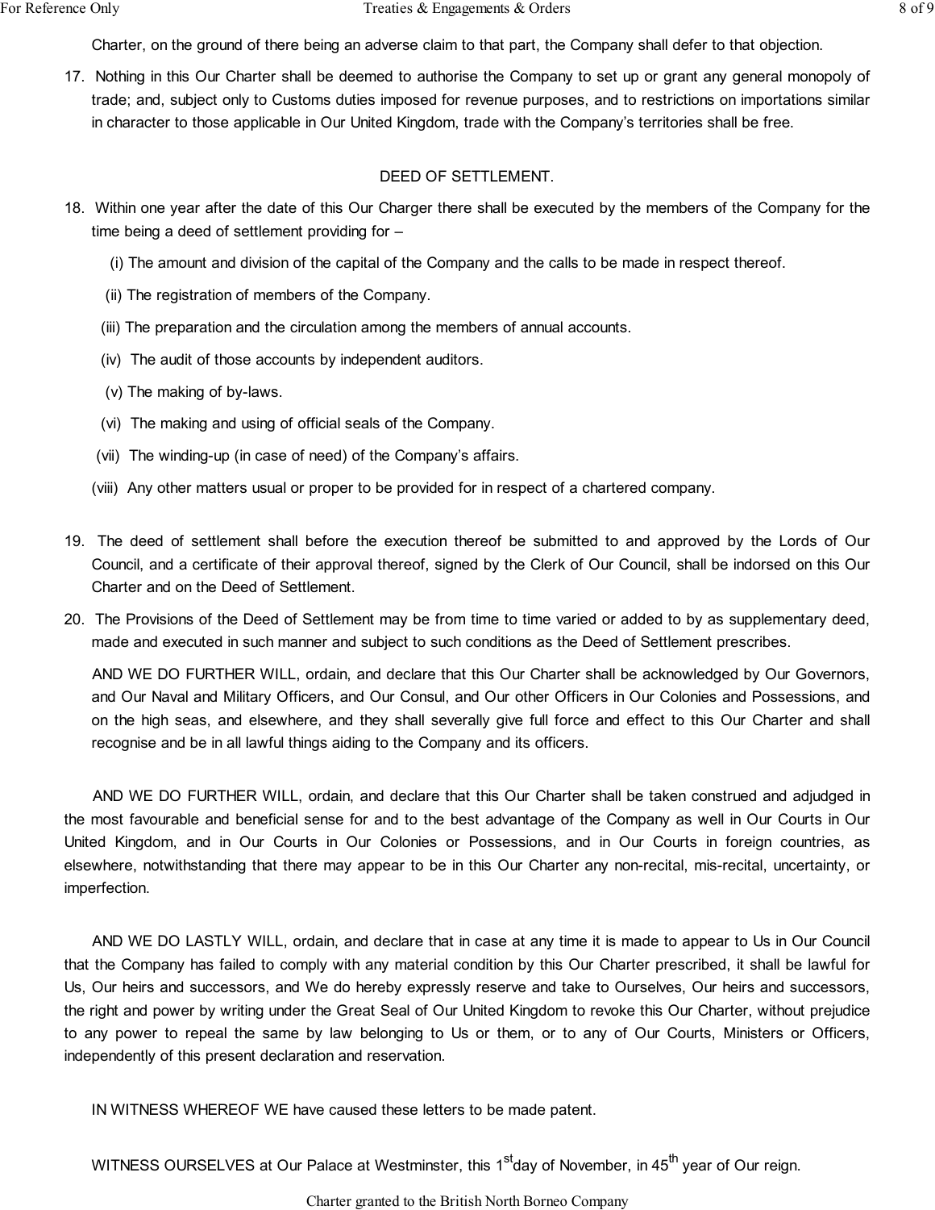Charter, on the ground of there being an adverse claim to that part, the Company shall defer to that objection.

17. Nothing in this Our Charter shall be deemed to authorise the Company to set up or grant any general monopoly of trade; and, subject only to Customs duties imposed for revenue purposes, and to restrictions on importations similar in character to those applicable in Our United Kingdom, trade with the Company's territories shall be free.

## DEED OF SETTLEMENT.

18. Within one year after the date of this Our Charger there shall be executed by the members of the Company for the time being a deed of settlement providing for –

    (i) The amount and division of the capital of the Company and the calls to be made in respect thereof.

    (ii) The registration of members of the Company.

    (iii) The preparation and the circulation among the members of annual accounts.

    (iv) The audit of those accounts by independent auditors.

    (v) The making of by-laws.

    (vi) The making and using of official seals of the Company.

    (vii) The winding-up (in case of need) of the Company's affairs.

    (viii) Any other matters usual or proper to be provided for in respect of a chartered company.

19. The deed of settlement shall before the execution thereof be submitted to and approved by the Lords of Our Council, and a certificate of their approval thereof, signed by the Clerk of Our Council, shall be indorsed on this Our Charter and on the Deed of Settlement.

20. The Provisions of the Deed of Settlement may be from time to time varied or added to by as supplementary deed, made and executed in such manner and subject to such conditions as the Deed of Settlement prescribes.

    AND WE DO FURTHER WILL, ordain, and declare that this Our Charter shall be acknowledged by Our Governors, and Our Naval and Military Officers, and Our Consul, and Our other Officers in Our Colonies and Possessions, and on the high seas, and elsewhere, and they shall severally give full force and effect to this Our Charter and shall recognise and be in all lawful things aiding to the Company and its officers.

AND WE DO FURTHER WILL, ordain, and declare that this Our Charter shall be taken construed and adjudged in the most favourable and beneficial sense for and to the best advantage of the Company as well in Our Courts in Our United Kingdom, and in Our Courts in Our Colonies or Possessions, and in Our Courts in foreign countries, as elsewhere, notwithstanding that there may appear to be in this Our Charter any non-recital, mis-recital, uncertainty, or imperfection.

AND WE DO LASTLY WILL, ordain, and declare that in case at any time it is made to appear to Us in Our Council that the Company has failed to comply with any material condition by this Our Charter prescribed, it shall be lawful for Us, Our heirs and successors, and We do hereby expressly reserve and take to Ourselves, Our heirs and successors, the right and power by writing under the Great Seal of Our United Kingdom to revoke this Our Charter, without prejudice to any power to repeal the same by law belonging to Us or them, or to any of Our Courts, Ministers or Officers, independently of this present declaration and reservation.

IN WITNESS WHEREOF WE have caused these letters to be made patent.

WITNESS OURSELVES at Our Palace at Westminster, this 1st day of November, in 45th year of Our reign.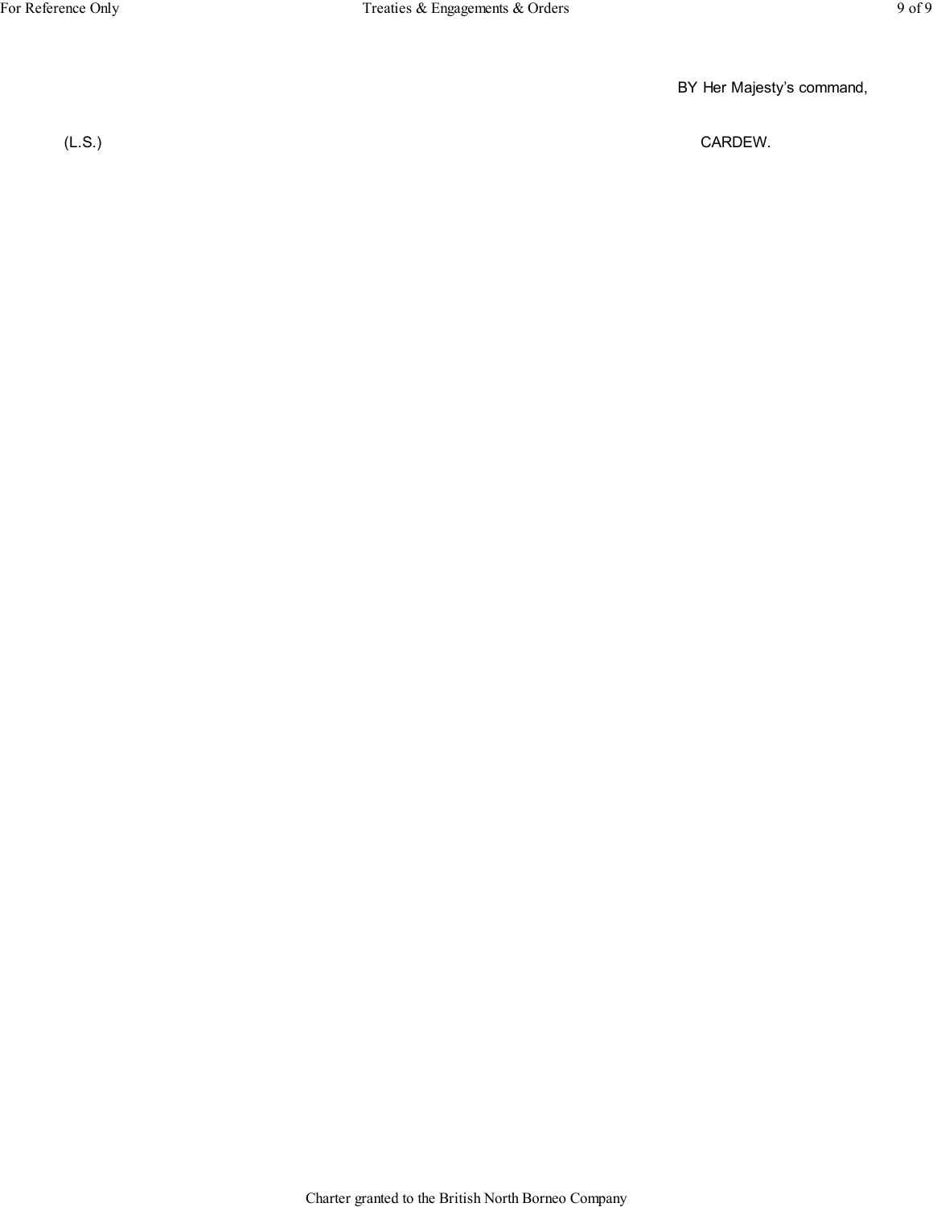BY Her Majesty's command,

(L.S.) CARDEW.